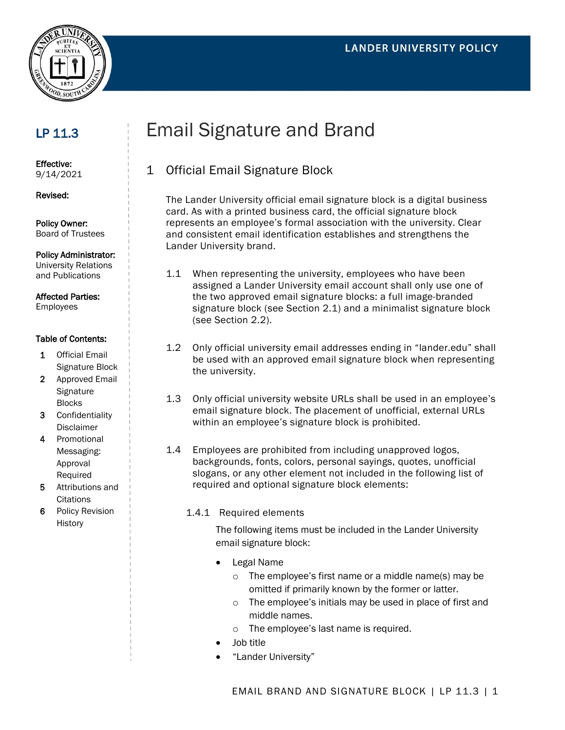LANDER UNIVERSITY POLICY

**LP 11.3**

**Effective:**
9/14/2021

**Revised:**

**Policy Owner:**
Board of Trustees

**Policy Administrator:**
University Relations and Publications

**Affected Parties:**
Employees

**Table of Contents:**

1. Official Email Signature Block
2. Approved Email Signature Blocks
3. Confidentiality Disclaimer
4. Promotional Messaging: Approval Required
5. Attributions and Citations
6. Policy Revision History

# Email Signature and Brand

## 1 Official Email Signature Block

The Lander University official email signature block is a digital business card. As with a printed business card, the official signature block represents an employee's formal association with the university. Clear and consistent email identification establishes and strengthens the Lander University brand.

1.1 When representing the university, employees who have been assigned a Lander University email account shall only use one of the two approved email signature blocks: a full image-branded signature block (see Section 2.1) and a minimalist signature block (see Section 2.2).

1.2 Only official university email addresses ending in "lander.edu" shall be used with an approved email signature block when representing the university.

1.3 Only official university website URLs shall be used in an employee's email signature block. The placement of unofficial, external URLs within an employee's signature block is prohibited.

1.4 Employees are prohibited from including unapproved logos, backgrounds, fonts, colors, personal sayings, quotes, unofficial slogans, or any other element not included in the following list of required and optional signature block elements:

### 1.4.1 Required elements

The following items must be included in the Lander University email signature block:

- Legal Name
  - The employee's first name or a middle name(s) may be omitted if primarily known by the former or latter.
  - The employee's initials may be used in place of first and middle names.
  - The employee's last name is required.
- Job title
- "Lander University"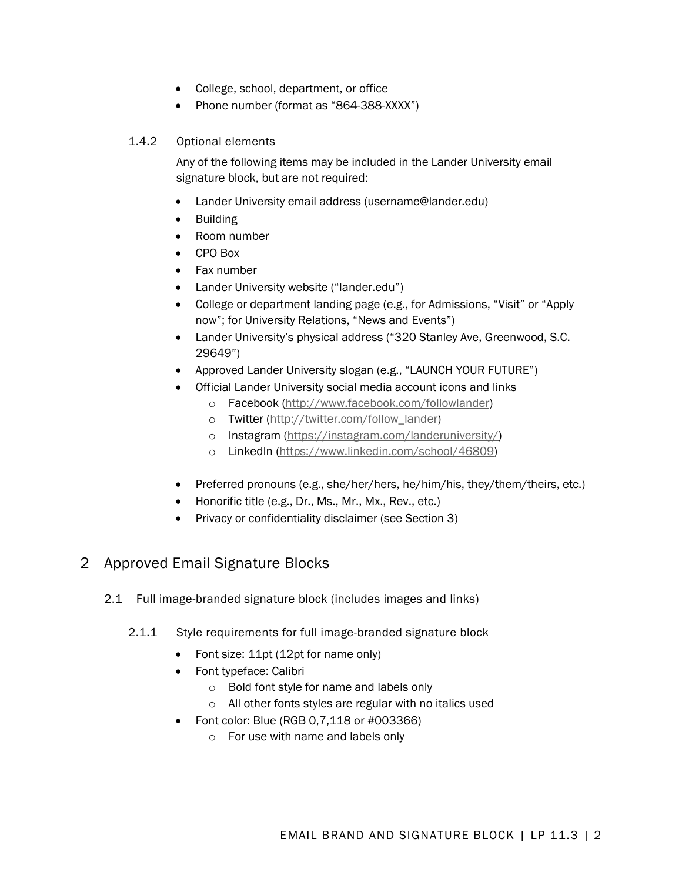- College, school, department, or office
- Phone number (format as “864-388-XXXX”)

#### 1.4.2 Optional elements

Any of the following items may be included in the Lander University email signature block, but are not required:

- Lander University email address (username@lander.edu)
- Building
- Room number
- CPO Box
- Fax number
- Lander University website (“lander.edu”)
- College or department landing page (e.g., for Admissions, “Visit” or “Apply now”; for University Relations, “News and Events”)
- Lander University’s physical address (“320 Stanley Ave, Greenwood, S.C. 29649”)
- Approved Lander University slogan (e.g., “LAUNCH YOUR FUTURE”)
- Official Lander University social media account icons and links
  - Facebook (http://www.facebook.com/followlander)
  - Twitter (http://twitter.com/follow_lander)
  - Instagram (https://instagram.com/landeruniversity/)
  - LinkedIn (https://www.linkedin.com/school/46809)

- Preferred pronouns (e.g., she/her/hers, he/him/his, they/them/theirs, etc.)
- Honorific title (e.g., Dr., Ms., Mr., Mx., Rev., etc.)
- Privacy or confidentiality disclaimer (see Section 3)

# 2 Approved Email Signature Blocks

## 2.1 Full image-branded signature block (includes images and links)

### 2.1.1 Style requirements for full image-branded signature block

- Font size: 11pt (12pt for name only)
- Font typeface: Calibri
  - Bold font style for name and labels only
  - All other fonts styles are regular with no italics used
- Font color: Blue (RGB 0,7,118 or #003366)
  - For use with name and labels only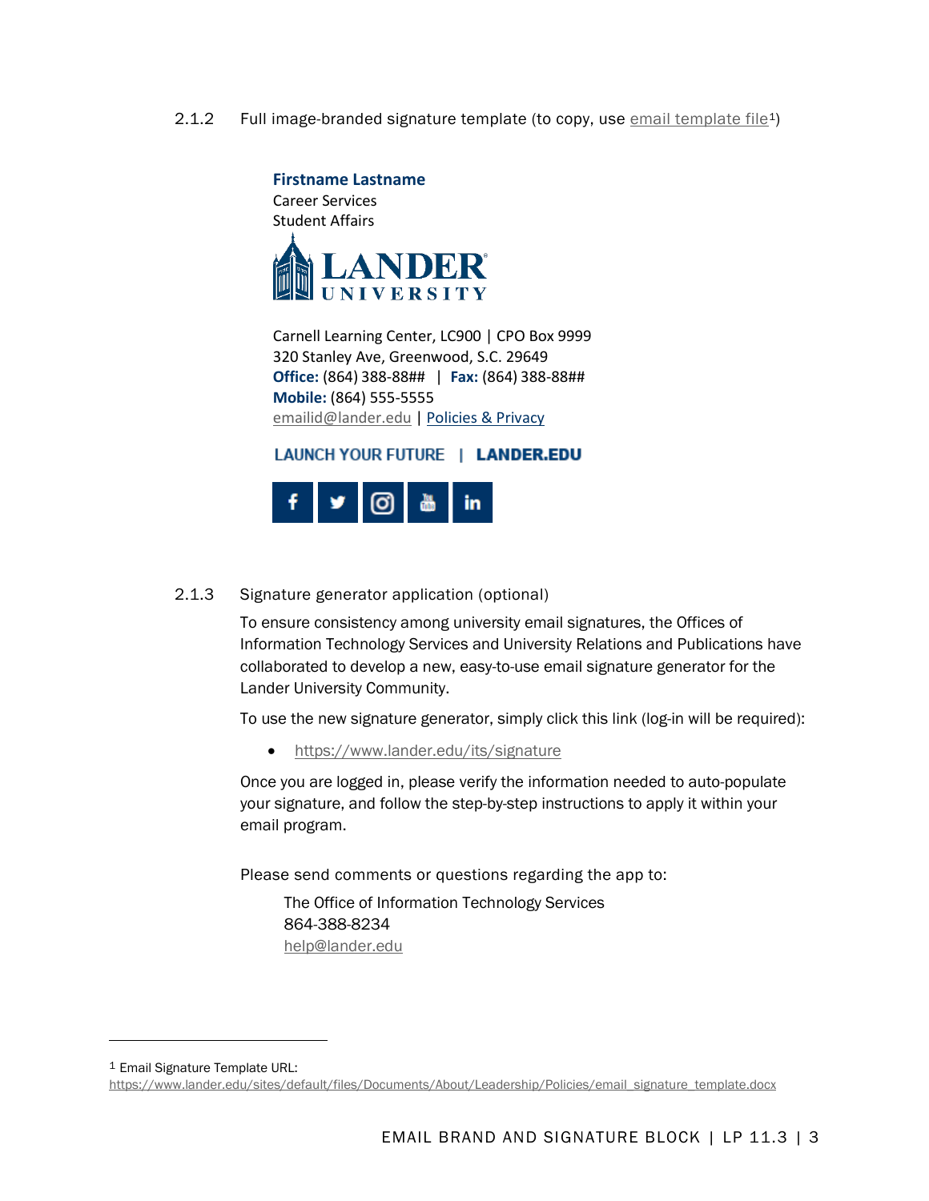### 2.1.2 Full image-branded signature template (to copy, use email template file[1])

**Firstname Lastname**
Career Services
Student Affairs

LANDER UNIVERSITY

Carnell Learning Center, LC900 | CPO Box 9999
320 Stanley Ave, Greenwood, S.C. 29649
**Office:** (864) 388-88## | **Fax:** (864) 388-88##
**Mobile:** (864) 555-5555
emailid@lander.edu | Policies & Privacy

LAUNCH YOUR FUTURE | **LANDER.EDU**

### 2.1.3 Signature generator application (optional)

To ensure consistency among university email signatures, the Offices of Information Technology Services and University Relations and Publications have collaborated to develop a new, easy-to-use email signature generator for the Lander University Community.

To use the new signature generator, simply click this link (log-in will be required):

- https://www.lander.edu/its/signature

Once you are logged in, please verify the information needed to auto-populate your signature, and follow the step-by-step instructions to apply it within your email program.

Please send comments or questions regarding the app to:

The Office of Information Technology Services
864-388-8234
help@lander.edu

---

[1] Email Signature Template URL: https://www.lander.edu/sites/default/files/Documents/About/Leadership/Policies/email_signature_template.docx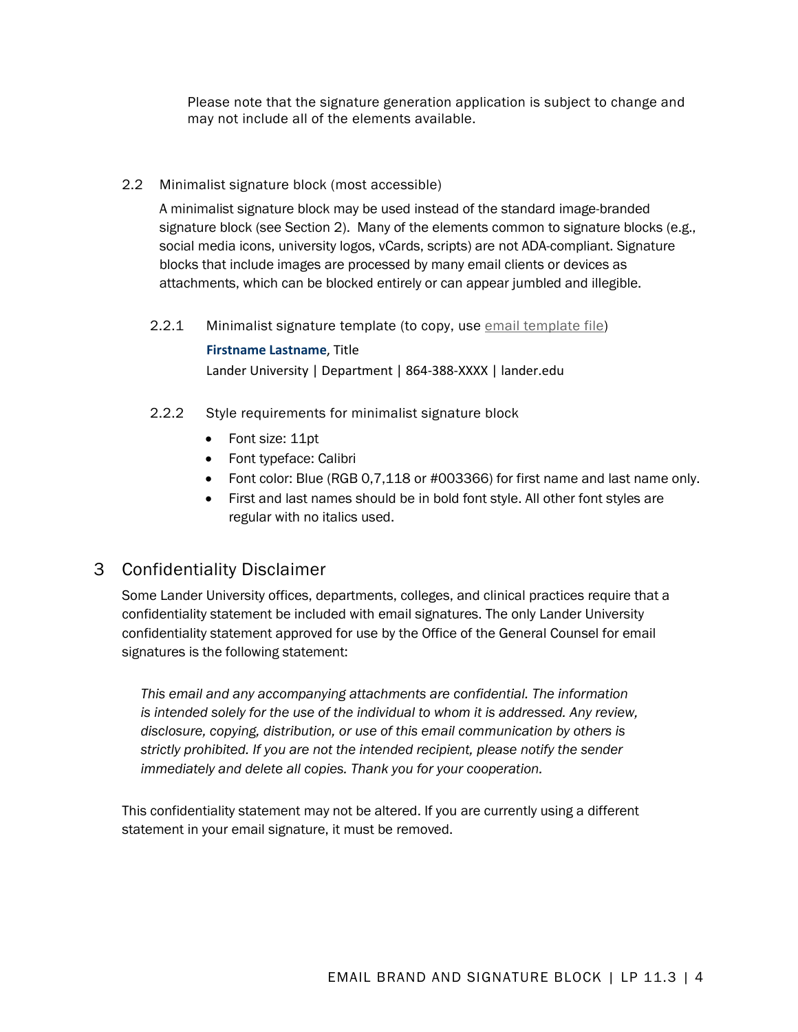Please note that the signature generation application is subject to change and may not include all of the elements available.

### 2.2 Minimalist signature block (most accessible)

A minimalist signature block may be used instead of the standard image-branded signature block (see Section 2). Many of the elements common to signature blocks (e.g., social media icons, university logos, vCards, scripts) are not ADA-compliant. Signature blocks that include images are processed by many email clients or devices as attachments, which can be blocked entirely or can appear jumbled and illegible.

#### 2.2.1 Minimalist signature template (to copy, use email template file)

**Firstname Lastname**, Title

Lander University | Department | 864-388-XXXX | lander.edu

#### 2.2.2 Style requirements for minimalist signature block

- Font size: 11pt
- Font typeface: Calibri
- Font color: Blue (RGB 0,7,118 or #003366) for first name and last name only.
- First and last names should be in bold font style. All other font styles are regular with no italics used.

## 3 Confidentiality Disclaimer

Some Lander University offices, departments, colleges, and clinical practices require that a confidentiality statement be included with email signatures. The only Lander University confidentiality statement approved for use by the Office of the General Counsel for email signatures is the following statement:

> *This email and any accompanying attachments are confidential. The information is intended solely for the use of the individual to whom it is addressed. Any review, disclosure, copying, distribution, or use of this email communication by others is strictly prohibited. If you are not the intended recipient, please notify the sender immediately and delete all copies. Thank you for your cooperation.*

This confidentiality statement may not be altered. If you are currently using a different statement in your email signature, it must be removed.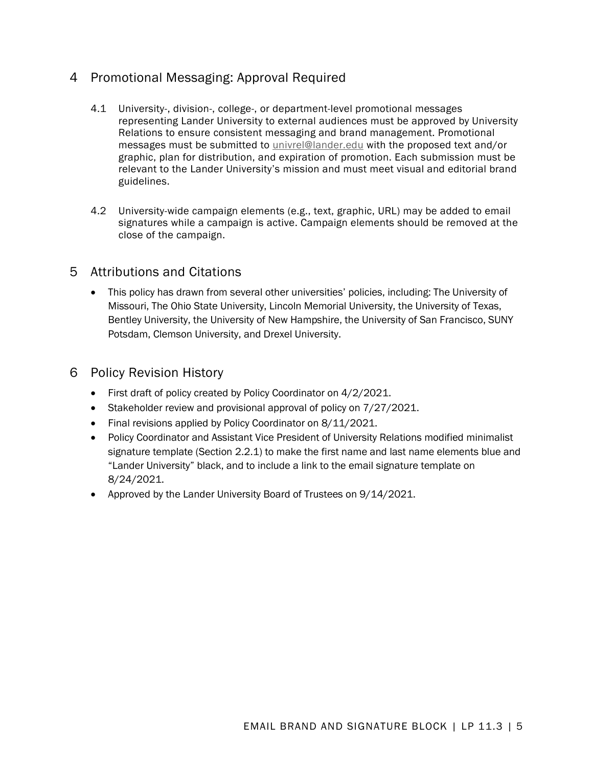## 4 Promotional Messaging: Approval Required

4.1 University-, division-, college-, or department-level promotional messages representing Lander University to external audiences must be approved by University Relations to ensure consistent messaging and brand management. Promotional messages must be submitted to [univrel@lander.edu](mailto:univrel@lander.edu) with the proposed text and/or graphic, plan for distribution, and expiration of promotion. Each submission must be relevant to the Lander University's mission and must meet visual and editorial brand guidelines.

4.2 University-wide campaign elements (e.g., text, graphic, URL) may be added to email signatures while a campaign is active. Campaign elements should be removed at the close of the campaign.

## 5 Attributions and Citations

- This policy has drawn from several other universities' policies, including: The University of Missouri, The Ohio State University, Lincoln Memorial University, the University of Texas, Bentley University, the University of New Hampshire, the University of San Francisco, SUNY Potsdam, Clemson University, and Drexel University.

## 6 Policy Revision History

- First draft of policy created by Policy Coordinator on 4/2/2021.
- Stakeholder review and provisional approval of policy on 7/27/2021.
- Final revisions applied by Policy Coordinator on 8/11/2021.
- Policy Coordinator and Assistant Vice President of University Relations modified minimalist signature template (Section 2.2.1) to make the first name and last name elements blue and "Lander University" black, and to include a link to the email signature template on 8/24/2021.
- Approved by the Lander University Board of Trustees on 9/14/2021.